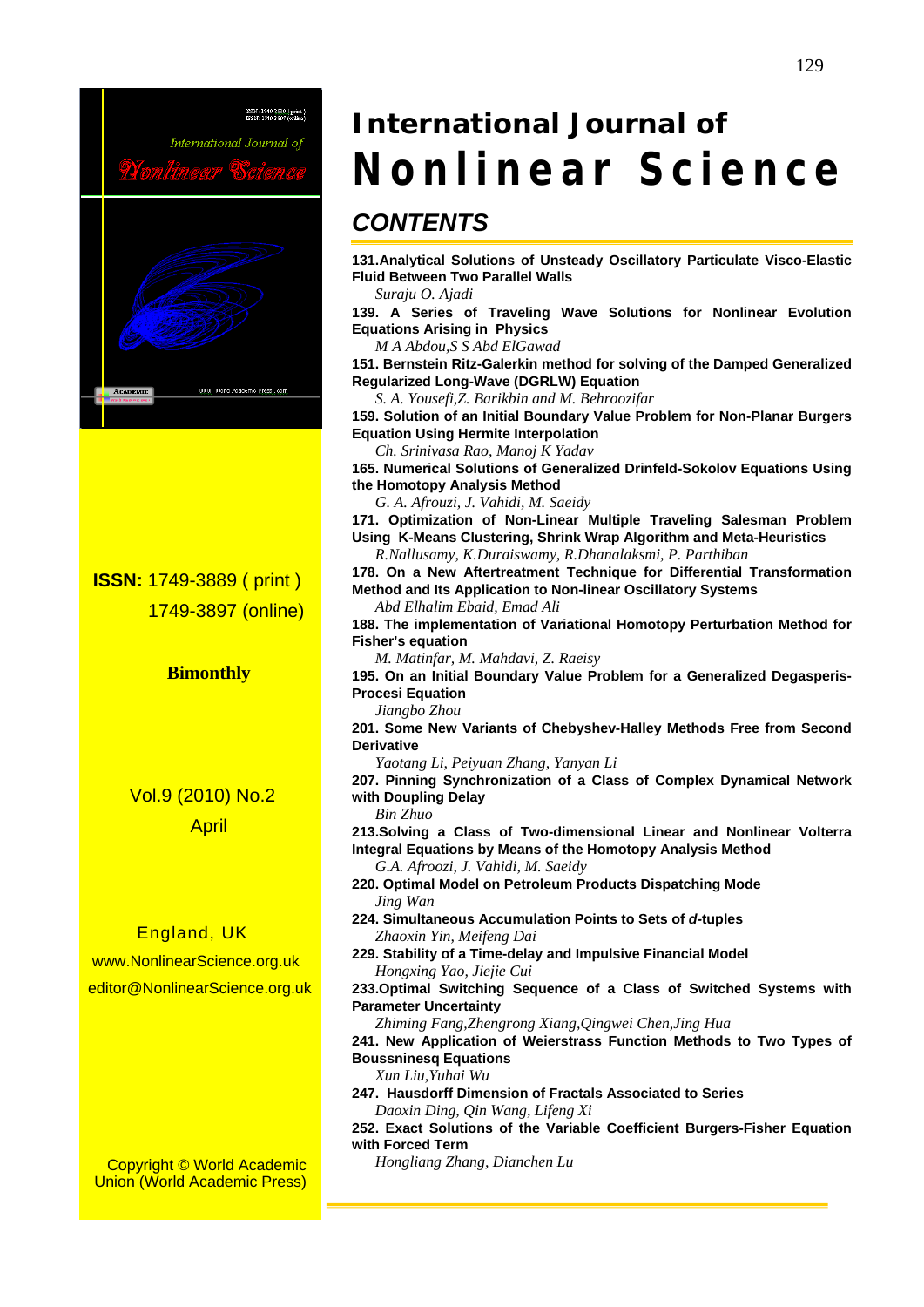# International Journal of Nonlinear Science

**ISSN:** 1749-3889 ( print )
1749-3897 (online)

**Bimonthly**

Vol.9 (2010) No.2
April

England, UK
www.NonlinearScience.org.uk
editor@NonlinearScience.org.uk

Copyright © World Academic Union (World Academic Press)

## CONTENTS

**131.Analytical Solutions of Unsteady Oscillatory Particulate Visco-Elastic Fluid Between Two Parallel Walls**
*Suraju O. Ajadi*

**139. A Series of Traveling Wave Solutions for Nonlinear Evolution Equations Arising in Physics**
*M A Abdou,S S Abd ElGawad*

**151. Bernstein Ritz-Galerkin method for solving of the Damped Generalized Regularized Long-Wave (DGRLW) Equation**
*S. A. Yousefi,Z. Barikbin and M. Behroozifar*

**159. Solution of an Initial Boundary Value Problem for Non-Planar Burgers Equation Using Hermite Interpolation**
*Ch. Srinivasa Rao, Manoj K Yadav*

**165. Numerical Solutions of Generalized Drinfeld-Sokolov Equations Using the Homotopy Analysis Method**
*G. A. Afrouzi, J. Vahidi, M. Saeidy*

**171. Optimization of Non-Linear Multiple Traveling Salesman Problem Using K-Means Clustering, Shrink Wrap Algorithm and Meta-Heuristics**
*R.Nallusamy, K.Duraiswamy, R.Dhanalaksmi, P. Parthiban*

**178. On a New Aftertreatment Technique for Differential Transformation Method and Its Application to Non-linear Oscillatory Systems**
*Abd Elhalim Ebaid, Emad Ali*

**188. The implementation of Variational Homotopy Perturbation Method for Fisher's equation**
*M. Matinfar, M. Mahdavi, Z. Raeisy*

**195. On an Initial Boundary Value Problem for a Generalized Degasperis-Procesi Equation**
*Jiangbo Zhou*

**201. Some New Variants of Chebyshev-Halley Methods Free from Second Derivative**
*Yaotang Li, Peiyuan Zhang, Yanyan Li*

**207. Pinning Synchronization of a Class of Complex Dynamical Network with Doupling Delay**
*Bin Zhuo*

**213.Solving a Class of Two-dimensional Linear and Nonlinear Volterra Integral Equations by Means of the Homotopy Analysis Method**
*G.A. Afroozi, J. Vahidi, M. Saeidy*

**220. Optimal Model on Petroleum Products Dispatching Mode**
*Jing Wan*

**224. Simultaneous Accumulation Points to Sets of *d*-tuples**
*Zhaoxin Yin, Meifeng Dai*

**229. Stability of a Time-delay and Impulsive Financial Model**
*Hongxing Yao, Jiejie Cui*

**233.Optimal Switching Sequence of a Class of Switched Systems with Parameter Uncertainty**
*Zhiming Fang,Zhengrong Xiang,Qingwei Chen,Jing Hua*

**241. New Application of Weierstrass Function Methods to Two Types of Boussinesq Equations**
*Xun Liu,Yuhai Wu*

**247. Hausdorff Dimension of Fractals Associated to Series**
*Daoxin Ding, Qin Wang, Lifeng Xi*

**252. Exact Solutions of the Variable Coefficient Burgers-Fisher Equation with Forced Term**
*Hongliang Zhang, Dianchen Lu*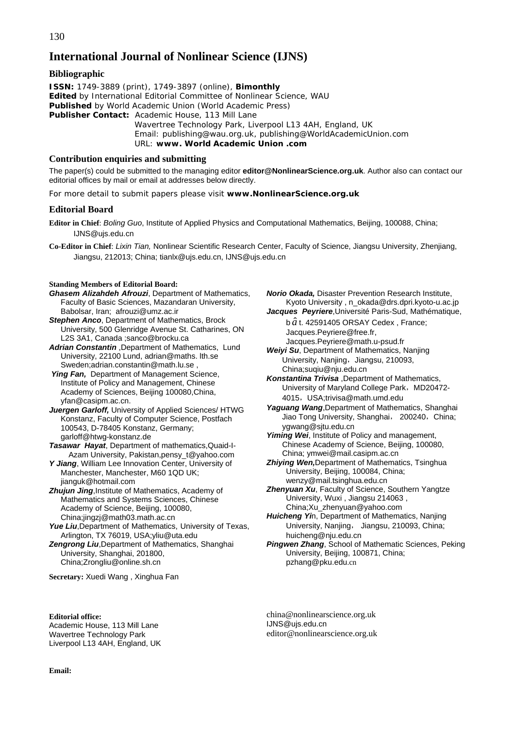# International Journal of Nonlinear Science (IJNS)

### Bibliographic

**ISSN:** 1749-3889 (print), 1749-3897 (online), **Bimonthly**
**Edited** by International Editorial Committee of Nonlinear Science, WAU
**Published** by World Academic Union (World Academic Press)
**Publisher Contact:** Academic House, 113 Mill Lane
Wavertree Technology Park, Liverpool L13 4AH, England, UK
Email: publishing@wau.org.uk, publishing@WorldAcademicUnion.com
URL: **www. World Academic Union .com**

### Contribution enquiries and submitting

The paper(s) could be submitted to the managing editor **editor@NonlinearScience.org.uk**. Author also can contact our editorial offices by mail or email at addresses below directly.

For more detail to submit papers please visit **www.NonlinearScience.org.uk**

### Editorial Board

**Editor in Chief**: *Boling Guo*, Institute of Applied Physics and Computational Mathematics, Beijing, 100088, China; IJNS@ujs.edu.cn

**Co-Editor in Chief**: *Lixin Tian,* Nonlinear Scientific Research Center, Faculty of Science, Jiangsu University, Zhenjiang, Jiangsu, 212013; China; tianlx@ujs.edu.cn, IJNS@ujs.edu.cn

**Standing Members of Editorial Board:**

***Ghasem Alizahdeh Afrouzi***, Department of Mathematics, Faculty of Basic Sciences, Mazandaran University, Babolsar, Iran; afrouzi@umz.ac.ir

***Stephen Anco***, Department of Mathematics, Brock University, 500 Glenridge Avenue St. Catharines, ON L2S 3A1, Canada ;sanco@brocku.ca

***Adrian Constantin*** ,Department of Mathematics, Lund University, 22100 Lund, adrian@maths. lth.se Sweden;adrian.constantin@math.lu.se ,

***Ying Fan,*** Department of Management Science, Institute of Policy and Management, Chinese Academy of Sciences, Beijing 100080,China, yfan@casipm.ac.cn.

***Juergen Garloff,*** University of Applied Sciences/ HTWG Konstanz, Faculty of Computer Science, Postfach 100543, D-78405 Konstanz, Germany; garloff@htwg-konstanz.de

***Tasawar Hayat***, Department of mathematics,Quaid-I-Azam University, Pakistan,pensy_t@yahoo.com

***Y Jiang***, William Lee Innovation Center, University of Manchester, Manchester, M60 1QD UK; jianguk@hotmail.com

***Zhujun Jing***,Institute of Mathematics, Academy of Mathematics and Systems Sciences, Chinese Academy of Science, Beijing, 100080, China;jingzj@math03.math.ac.cn

***Yue Liu***,Department of Mathematics, University of Texas, Arlington, TX 76019, USA;yliu@uta.edu

***Zengrong Liu***,Department of Mathematics, Shanghai University, Shanghai, 201800, China;Zrongliu@online.sh.cn

***Norio Okada,*** Disaster Prevention Research Institute, Kyoto University , n_okada@drs.dpri.kyoto-u.ac.jp

***Jacques Peyriere***,Université Paris-Sud, Mathématique, bât. 42591405 ORSAY Cedex , France; Jacques.Peyriere@free.fr, Jacques.Peyriere@math.u-psud.fr

***Weiyi Su***, Department of Mathematics, Nanjing University, Nanjing，Jiangsu, 210093, China;suqiu@nju.edu.cn

***Konstantina Trivisa*** ,Department of Mathematics, University of Maryland College Park，MD20472-4015，USA;trivisa@math.umd.edu

***Yaguang Wang***,Department of Mathematics, Shanghai Jiao Tong University, Shanghai， 200240，China; ygwang@sjtu.edu.cn

***Yiming Wei***, Institute of Policy and management, Chinese Academy of Science, Beijing, 100080, China; ymwei@mail.casipm.ac.cn

***Zhiying Wen,***Department of Mathematics, Tsinghua University, Beijing, 100084, China; wenzy@mail.tsinghua.edu.cn

***Zhenyuan Xu***, Faculty of Science, Southern Yangtze University, Wuxi , Jiangsu 214063 , China;Xu_zhenyuan@yahoo.com

***Huicheng Yi***n, Department of Mathematics, Nanjing University, Nanjing， Jiangsu, 210093, China; huicheng@nju.edu.cn

***Pingwen Zhang***, School of Mathematic Sciences, Peking University, Beijing, 100871, China; pzhang@pku.edu.cn

**Secretary:** Xuedi Wang , Xinghua Fan

**Editorial office:**
Academic House, 113 Mill Lane
Wavertree Technology Park
Liverpool L13 4AH, England, UK

**Email:**
china@nonlinearscience.org.uk
IJNS@ujs.edu.cn
editor@nonlinearscience.org.uk